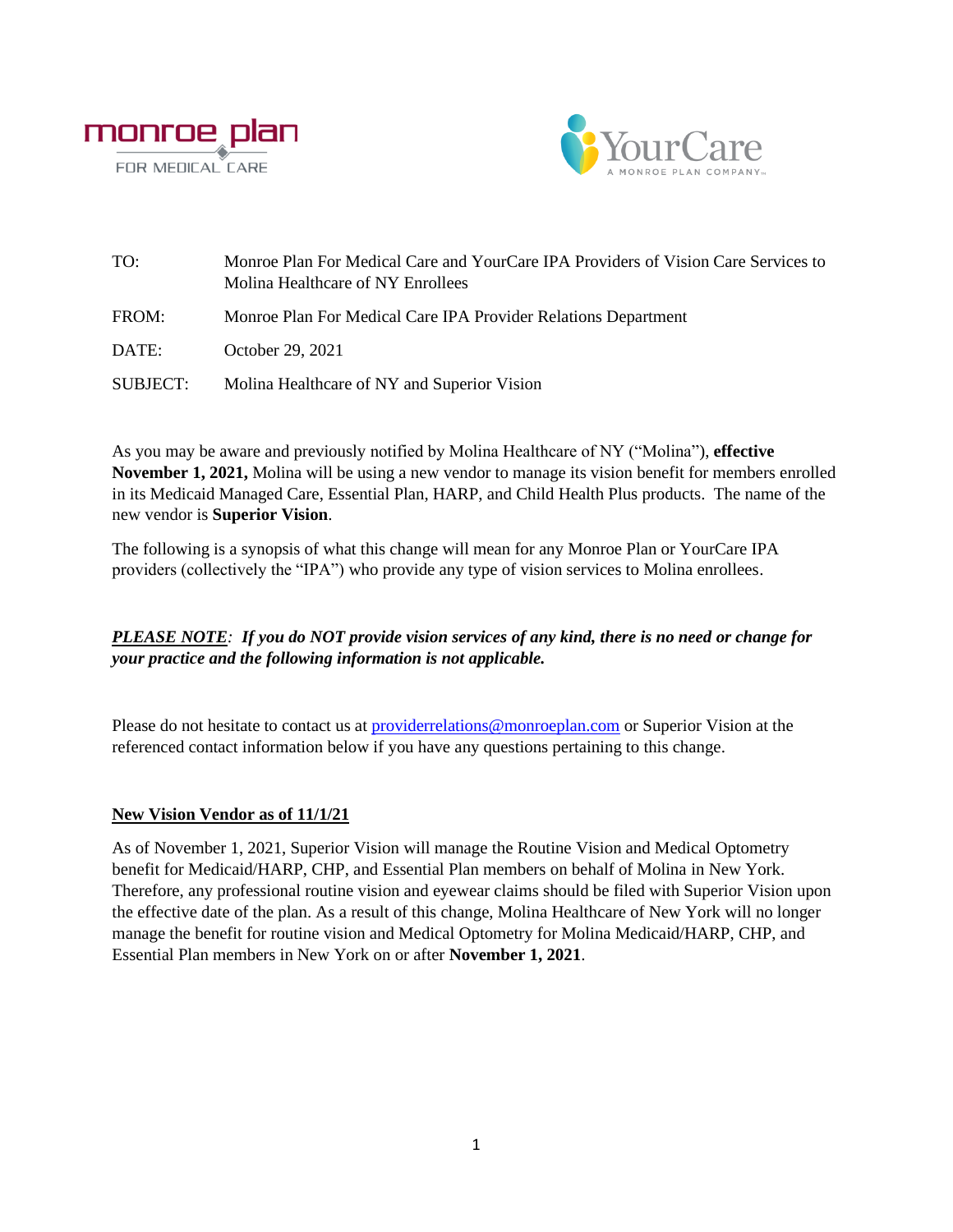monroe plan FOR MEDICAL CARE

YourCare A MONROE PLAN COMPANY

| | |
|---|---|
| TO: | Monroe Plan For Medical Care and YourCare IPA Providers of Vision Care Services to Molina Healthcare of NY Enrollees |
| FROM: | Monroe Plan For Medical Care IPA Provider Relations Department |
| DATE: | October 29, 2021 |
| SUBJECT: | Molina Healthcare of NY and Superior Vision |

As you may be aware and previously notified by Molina Healthcare of NY ("Molina"), **effective November 1, 2021,** Molina will be using a new vendor to manage its vision benefit for members enrolled in its Medicaid Managed Care, Essential Plan, HARP, and Child Health Plus products. The name of the new vendor is **Superior Vision**.

The following is a synopsis of what this change will mean for any Monroe Plan or YourCare IPA providers (collectively the "IPA") who provide any type of vision services to Molina enrollees.

***PLEASE NOTE:* If you do NOT provide vision services of any kind, there is no need or change for your practice and the following information is not applicable.**

Please do not hesitate to contact us at providerrelations@monroeplan.com or Superior Vision at the referenced contact information below if you have any questions pertaining to this change.

**New Vision Vendor as of 11/1/21**

As of November 1, 2021, Superior Vision will manage the Routine Vision and Medical Optometry benefit for Medicaid/HARP, CHP, and Essential Plan members on behalf of Molina in New York. Therefore, any professional routine vision and eyewear claims should be filed with Superior Vision upon the effective date of the plan. As a result of this change, Molina Healthcare of New York will no longer manage the benefit for routine vision and Medical Optometry for Molina Medicaid/HARP, CHP, and Essential Plan members in New York on or after **November 1, 2021**.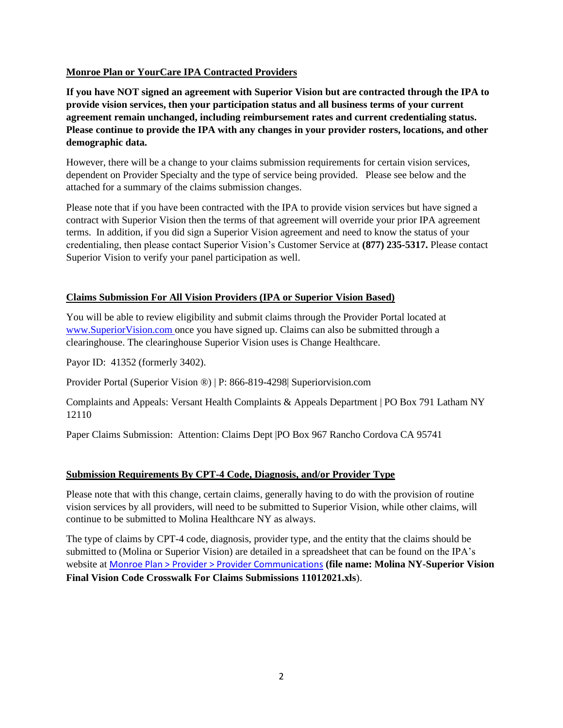## Monroe Plan or YourCare IPA Contracted Providers

**If you have NOT signed an agreement with Superior Vision but are contracted through the IPA to provide vision services, then your participation status and all business terms of your current agreement remain unchanged, including reimbursement rates and current credentialing status. Please continue to provide the IPA with any changes in your provider rosters, locations, and other demographic data.**

However, there will be a change to your claims submission requirements for certain vision services, dependent on Provider Specialty and the type of service being provided. Please see below and the attached for a summary of the claims submission changes.

Please note that if you have been contracted with the IPA to provide vision services but have signed a contract with Superior Vision then the terms of that agreement will override your prior IPA agreement terms. In addition, if you did sign a Superior Vision agreement and need to know the status of your credentialing, then please contact Superior Vision's Customer Service at **(877) 235-5317.** Please contact Superior Vision to verify your panel participation as well.

## Claims Submission For All Vision Providers (IPA or Superior Vision Based)

You will be able to review eligibility and submit claims through the Provider Portal located at www.SuperiorVision.com once you have signed up. Claims can also be submitted through a clearinghouse. The clearinghouse Superior Vision uses is Change Healthcare.

Payor ID: 41352 (formerly 3402).

Provider Portal (Superior Vision ®) | P: 866-819-4298| Superiorvision.com

Complaints and Appeals: Versant Health Complaints & Appeals Department | PO Box 791 Latham NY 12110

Paper Claims Submission: Attention: Claims Dept |PO Box 967 Rancho Cordova CA 95741

## Submission Requirements By CPT-4 Code, Diagnosis, and/or Provider Type

Please note that with this change, certain claims, generally having to do with the provision of routine vision services by all providers, will need to be submitted to Superior Vision, while other claims, will continue to be submitted to Molina Healthcare NY as always.

The type of claims by CPT-4 code, diagnosis, provider type, and the entity that the claims should be submitted to (Molina or Superior Vision) are detailed in a spreadsheet that can be found on the IPA's website at Monroe Plan > Provider > Provider Communications **(file name: Molina NY-Superior Vision Final Vision Code Crosswalk For Claims Submissions 11012021.xls**).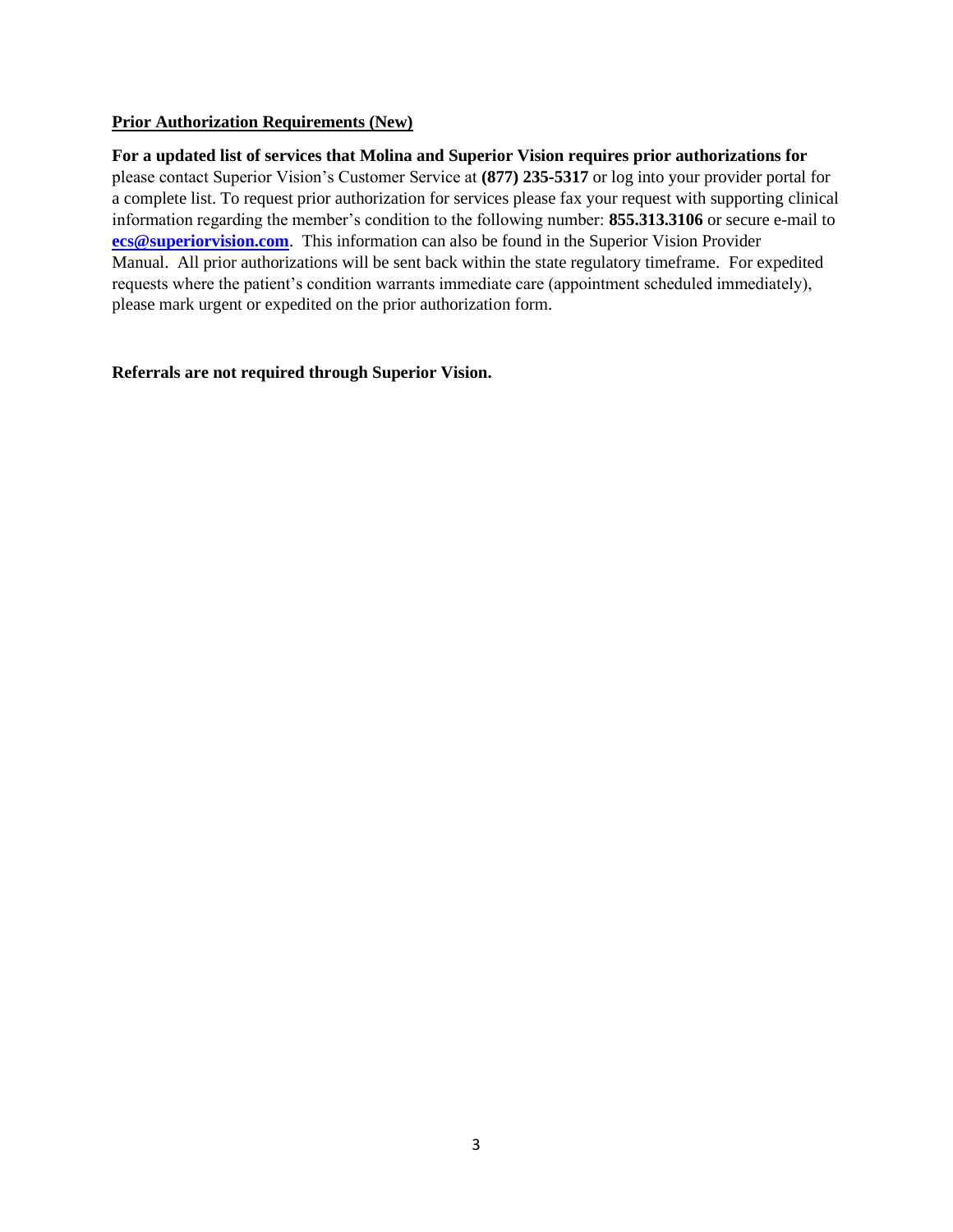**<u>Prior Authorization Requirements (New)</u>**

**For a updated list of services that Molina and Superior Vision requires prior authorizations for** please contact Superior Vision's Customer Service at **(877) 235-5317** or log into your provider portal for a complete list. To request prior authorization for services please fax your request with supporting clinical information regarding the member's condition to the following number: **855.313.3106** or secure e-mail to **ecs@superiorvision.com**. This information can also be found in the Superior Vision Provider Manual. All prior authorizations will be sent back within the state regulatory timeframe. For expedited requests where the patient's condition warrants immediate care (appointment scheduled immediately), please mark urgent or expedited on the prior authorization form.

**Referrals are not required through Superior Vision.**